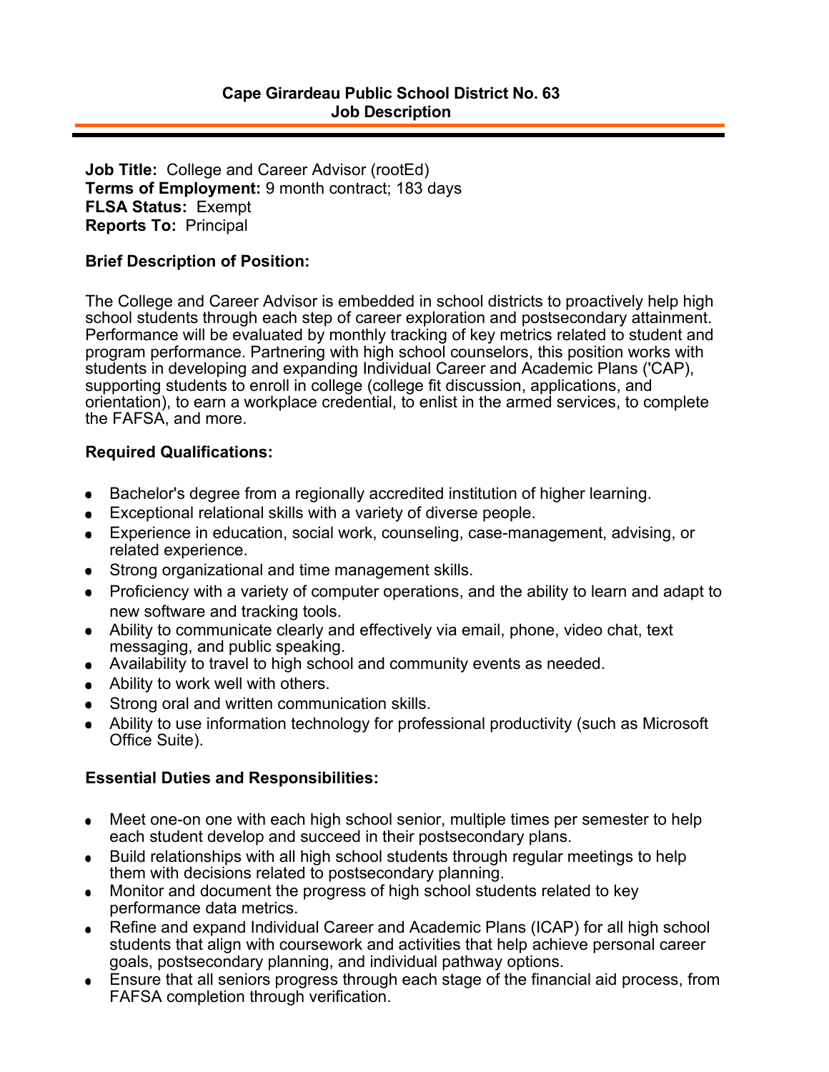# Cape Girardeau Public School District No. 63
## Job Description

**Job Title:** College and Career Advisor (rootEd)
**Terms of Employment:** 9 month contract; 183 days
**FLSA Status:** Exempt
**Reports To:** Principal

### Brief Description of Position:

The College and Career Advisor is embedded in school districts to proactively help high school students through each step of career exploration and postsecondary attainment. Performance will be evaluated by monthly tracking of key metrics related to student and program performance. Partnering with high school counselors, this position works with students in developing and expanding Individual Career and Academic Plans ('CAP), supporting students to enroll in college (college fit discussion, applications, and orientation), to earn a workplace credential, to enlist in the armed services, to complete the FAFSA, and more.

### Required Qualifications:

- Bachelor's degree from a regionally accredited institution of higher learning.
- Exceptional relational skills with a variety of diverse people.
- Experience in education, social work, counseling, case-management, advising, or related experience.
- Strong organizational and time management skills.
- Proficiency with a variety of computer operations, and the ability to learn and adapt to new software and tracking tools.
- Ability to communicate clearly and effectively via email, phone, video chat, text messaging, and public speaking.
- Availability to travel to high school and community events as needed.
- Ability to work well with others.
- Strong oral and written communication skills.
- Ability to use information technology for professional productivity (such as Microsoft Office Suite).

### Essential Duties and Responsibilities:

- Meet one-on one with each high school senior, multiple times per semester to help each student develop and succeed in their postsecondary plans.
- Build relationships with all high school students through regular meetings to help them with decisions related to postsecondary planning.
- Monitor and document the progress of high school students related to key performance data metrics.
- Refine and expand Individual Career and Academic Plans (ICAP) for all high school students that align with coursework and activities that help achieve personal career goals, postsecondary planning, and individual pathway options.
- Ensure that all seniors progress through each stage of the financial aid process, from FAFSA completion through verification.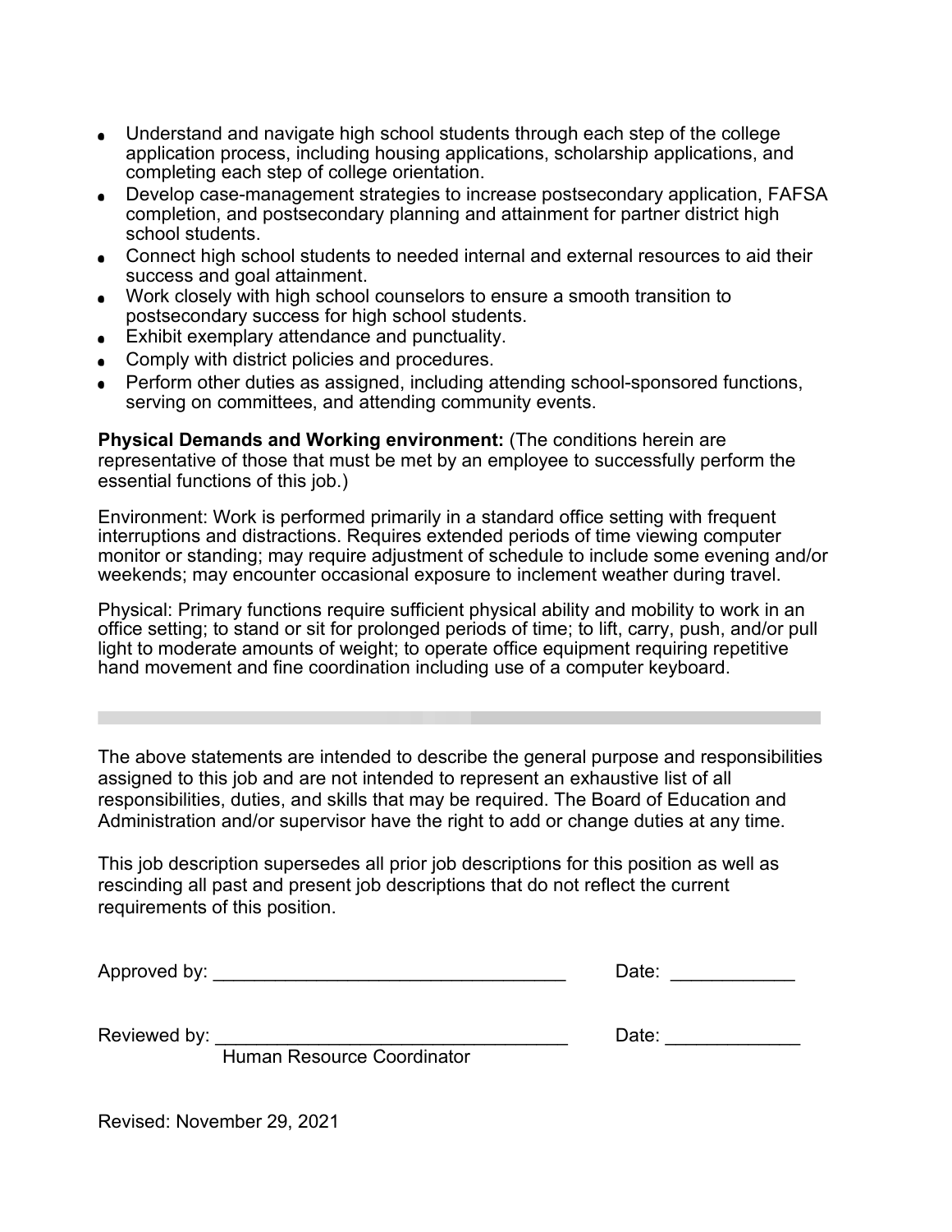- Understand and navigate high school students through each step of the college application process, including housing applications, scholarship applications, and completing each step of college orientation.
- Develop case-management strategies to increase postsecondary application, FAFSA completion, and postsecondary planning and attainment for partner district high school students.
- Connect high school students to needed internal and external resources to aid their success and goal attainment.
- Work closely with high school counselors to ensure a smooth transition to postsecondary success for high school students.
- Exhibit exemplary attendance and punctuality.
- Comply with district policies and procedures.
- Perform other duties as assigned, including attending school-sponsored functions, serving on committees, and attending community events.

**Physical Demands and Working environment:** (The conditions herein are representative of those that must be met by an employee to successfully perform the essential functions of this job.)

Environment: Work is performed primarily in a standard office setting with frequent interruptions and distractions. Requires extended periods of time viewing computer monitor or standing; may require adjustment of schedule to include some evening and/or weekends; may encounter occasional exposure to inclement weather during travel.

Physical: Primary functions require sufficient physical ability and mobility to work in an office setting; to stand or sit for prolonged periods of time; to lift, carry, push, and/or pull light to moderate amounts of weight; to operate office equipment requiring repetitive hand movement and fine coordination including use of a computer keyboard.

---

The above statements are intended to describe the general purpose and responsibilities assigned to this job and are not intended to represent an exhaustive list of all responsibilities, duties, and skills that may be required. The Board of Education and Administration and/or supervisor have the right to add or change duties at any time.

This job description supersedes all prior job descriptions for this position as well as rescinding all past and present job descriptions that do not reflect the current requirements of this position.

Approved by: ___________________________________ Date: ____________

Reviewed by: ___________________________________ Date: _____________
Human Resource Coordinator

Revised: November 29, 2021